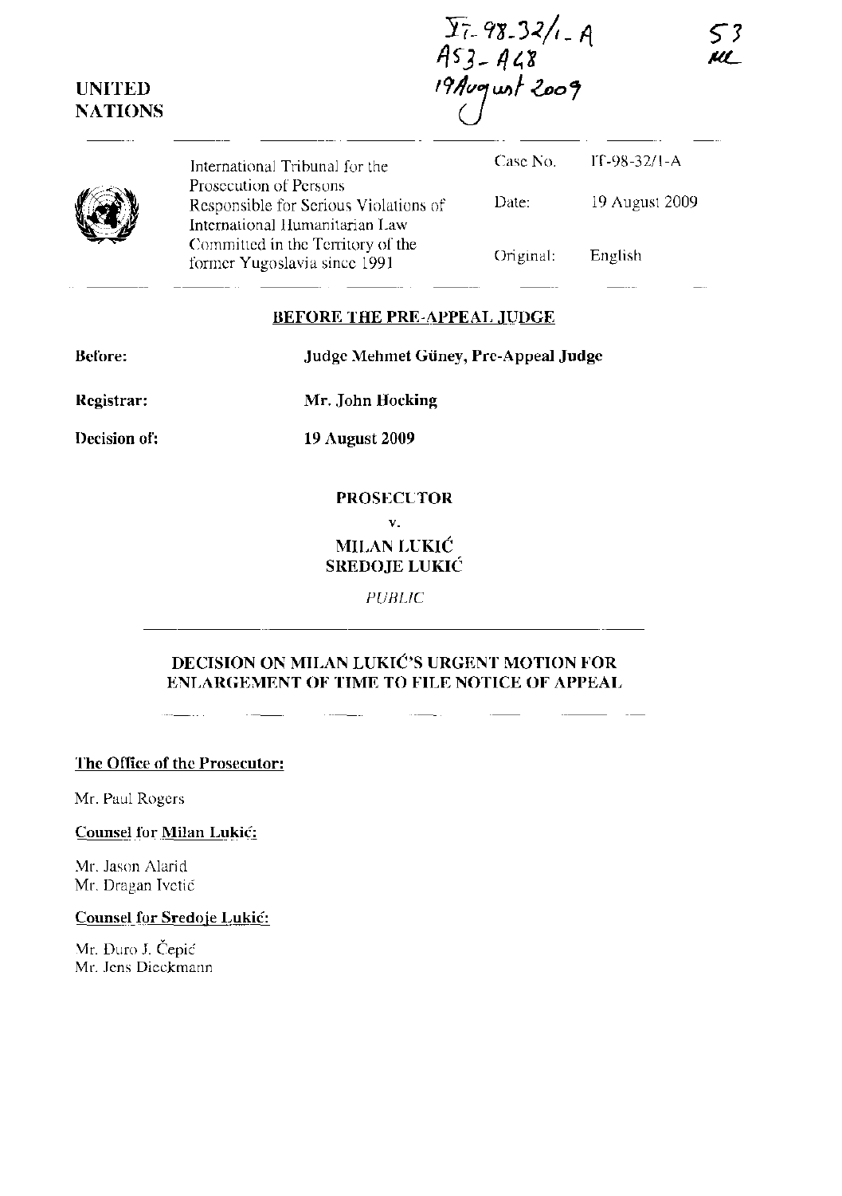IT-98-32/1-A
A53 - A48
19 August 2009

53
MC

UNITED
NATIONS

International Tribunal for the Prosecution of Persons Responsible for Serious Violations of International Humanitarian Law Committed in the Territory of the former Yugoslavia since 1991

| | |
|---|---|
| Case No. | IT-98-32/1-A |
| Date: | 19 August 2009 |
| Original: | English |

**BEFORE THE PRE-APPEAL JUDGE**

**Before:** **Judge Mehmet Güney, Pre-Appeal Judge**

**Registrar:** **Mr. John Hocking**

**Decision of:** **19 August 2009**

**PROSECUTOR**

**v.**

**MILAN LUKIĆ**
**SREDOJE LUKIĆ**

*PUBLIC*

**DECISION ON MILAN LUKIĆ'S URGENT MOTION FOR ENLARGEMENT OF TIME TO FILE NOTICE OF APPEAL**

**The Office of the Prosecutor:**

Mr. Paul Rogers

**Counsel for Milan Lukić:**

Mr. Jason Alarid
Mr. Dragan Ivetić

**Counsel for Sredoje Lukić:**

Mr. Đuro J. Čepić
Mr. Jens Dieckmann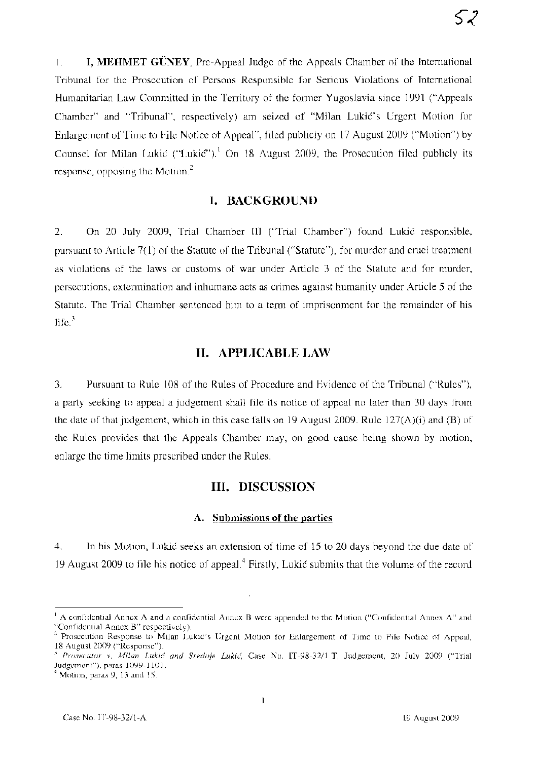1. **I, MEHMET GÜNEY**, Pre-Appeal Judge of the Appeals Chamber of the International Tribunal for the Prosecution of Persons Responsible for Serious Violations of International Humanitarian Law Committed in the Territory of the former Yugoslavia since 1991 ("Appeals Chamber" and "Tribunal", respectively) am seized of "Milan Lukić's Urgent Motion for Enlargement of Time to File Notice of Appeal", filed publicly on 17 August 2009 ("Motion") by Counsel for Milan Lukić ("Lukić").[1] On 18 August 2009, the Prosecution filed publicly its response, opposing the Motion.[2]

## I. BACKGROUND

2. On 20 July 2009, Trial Chamber III ("Trial Chamber") found Lukić responsible, pursuant to Article 7(1) of the Statute of the Tribunal ("Statute"), for murder and cruel treatment as violations of the laws or customs of war under Article 3 of the Statute and for murder, persecutions, extermination and inhumane acts as crimes against humanity under Article 5 of the Statute. The Trial Chamber sentenced him to a term of imprisonment for the remainder of his life.[3]

## II. APPLICABLE LAW

3. Pursuant to Rule 108 of the Rules of Procedure and Evidence of the Tribunal ("Rules"), a party seeking to appeal a judgement shall file its notice of appeal no later than 30 days from the date of that judgement, which in this case falls on 19 August 2009. Rule 127(A)(i) and (B) of the Rules provides that the Appeals Chamber may, on good cause being shown by motion, enlarge the time limits prescribed under the Rules.

## III. DISCUSSION

### A. Submissions of the parties

4. In his Motion, Lukić seeks an extension of time of 15 to 20 days beyond the due date of 19 August 2009 to file his notice of appeal.[4] Firstly, Lukić submits that the volume of the record

---

[1] A confidential Annex A and a confidential Annex B were appended to the Motion ("Confidential Annex A" and "Confidential Annex B" respectively).

[2] Prosecution Response to Milan Lukić's Urgent Motion for Enlargement of Time to File Notice of Appeal, 18 August 2009 ("Response").

[3] *Prosecutor v. Milan Lukić and Sredoje Lukić*, Case No. IT-98-32/1 T, Judgement, 20 July 2009 ("Trial Judgement"), paras 1099-1101.

[4] Motion, paras 9, 13 and 15.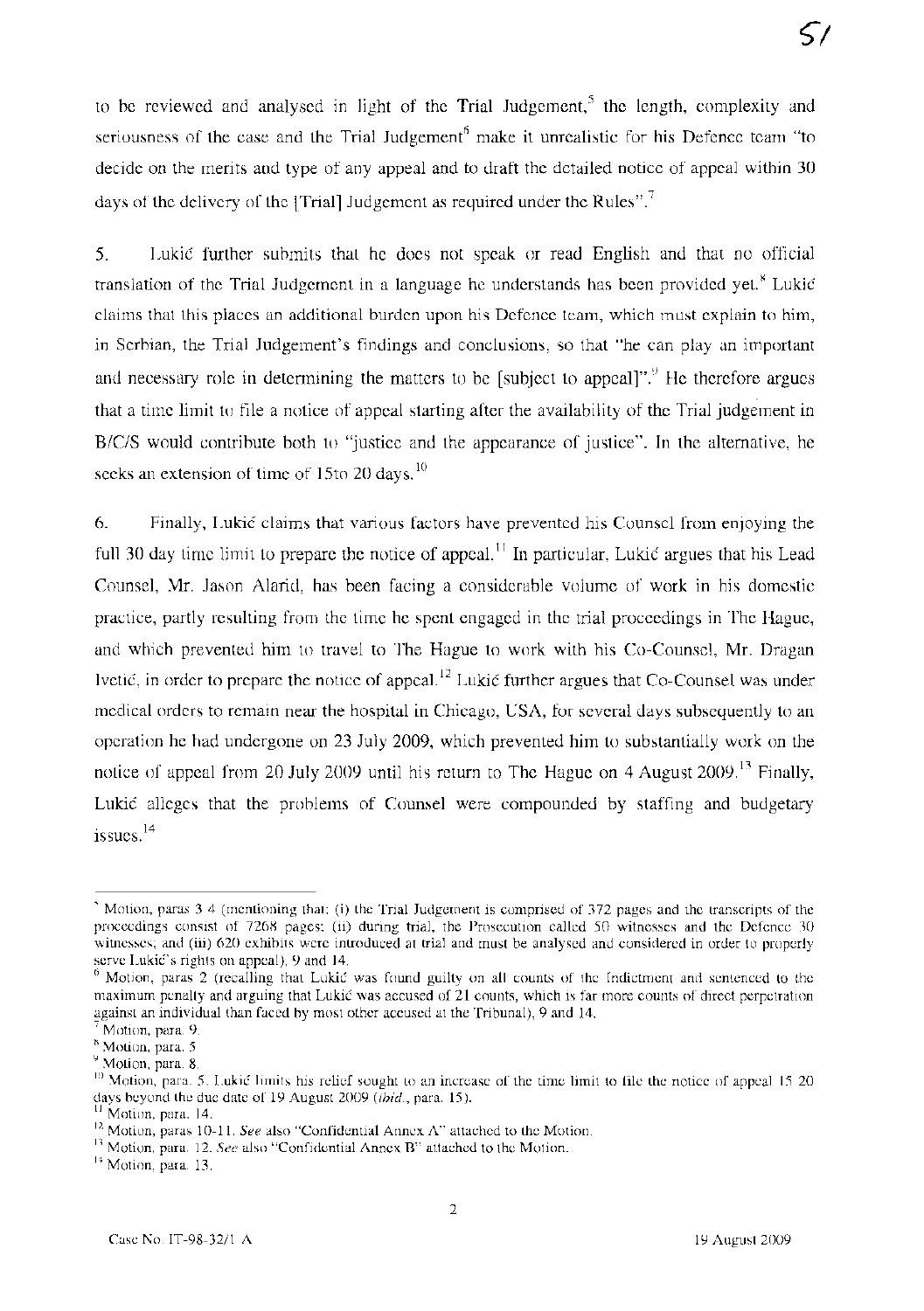to be reviewed and analysed in light of the Trial Judgement,[5] the length, complexity and seriousness of the case and the Trial Judgement[6] make it unrealistic for his Defence team "to decide on the merits and type of any appeal and to draft the detailed notice of appeal within 30 days of the delivery of the [Trial] Judgement as required under the Rules".[7]

5. Lukić further submits that he does not speak or read English and that no official translation of the Trial Judgement in a language he understands has been provided yet.[8] Lukić claims that this places an additional burden upon his Defence team, which must explain to him, in Serbian, the Trial Judgement's findings and conclusions, so that "he can play an important and necessary role in determining the matters to be [subject to appeal]".[9] He therefore argues that a time limit to file a notice of appeal starting after the availability of the Trial judgement in B/C/S would contribute both to "justice and the appearance of justice". In the alternative, he seeks an extension of time of 15to 20 days.[10]

6. Finally, Lukić claims that various factors have prevented his Counsel from enjoying the full 30 day time limit to prepare the notice of appeal.[11] In particular, Lukić argues that his Lead Counsel, Mr. Jason Alarid, has been facing a considerable volume of work in his domestic practice, partly resulting from the time he spent engaged in the trial proceedings in The Hague, and which prevented him to travel to The Hague to work with his Co-Counsel, Mr. Dragan Ivetić, in order to prepare the notice of appeal.[12] Lukić further argues that Co-Counsel was under medical orders to remain near the hospital in Chicago, USA, for several days subsequently to an operation he had undergone on 23 July 2009, which prevented him to substantially work on the notice of appeal from 20 July 2009 until his return to The Hague on 4 August 2009.[13] Finally, Lukić alleges that the problems of Counsel were compounded by staffing and budgetary issues.[14]

---

[5] Motion, paras 3-4 (mentioning that: (i) the Trial Judgement is comprised of 372 pages and the transcripts of the proceedings consist of 7268 pages; (ii) during trial, the Prosecution called 50 witnesses and the Defence 30 witnesses; and (iii) 620 exhibits were introduced at trial and must be analysed and considered in order to properly serve Lukić's rights on appeal), 9 and 14.

[6] Motion, paras 2 (recalling that Lukić was found guilty on all counts of the Indictment and sentenced to the maximum penalty and arguing that Lukić was accused of 21 counts, which is far more counts of direct perpetration against an individual than faced by most other accused at the Tribunal), 9 and 14.

[7] Motion, para. 9.

[8] Motion, para. 5.

[9] Motion, para. 8.

[10] Motion, para. 5. Lukić limits his relief sought to an increase of the time limit to file the notice of appeal 15-20 days beyond the due date of 19 August 2009 (*ibid.*, para. 15).

[11] Motion, para. 14.

[12] Motion, paras 10-11. *See* also "Confidential Annex A" attached to the Motion.

[13] Motion, para. 12. *See* also "Confidential Annex B" attached to the Motion.

[14] Motion, para. 13.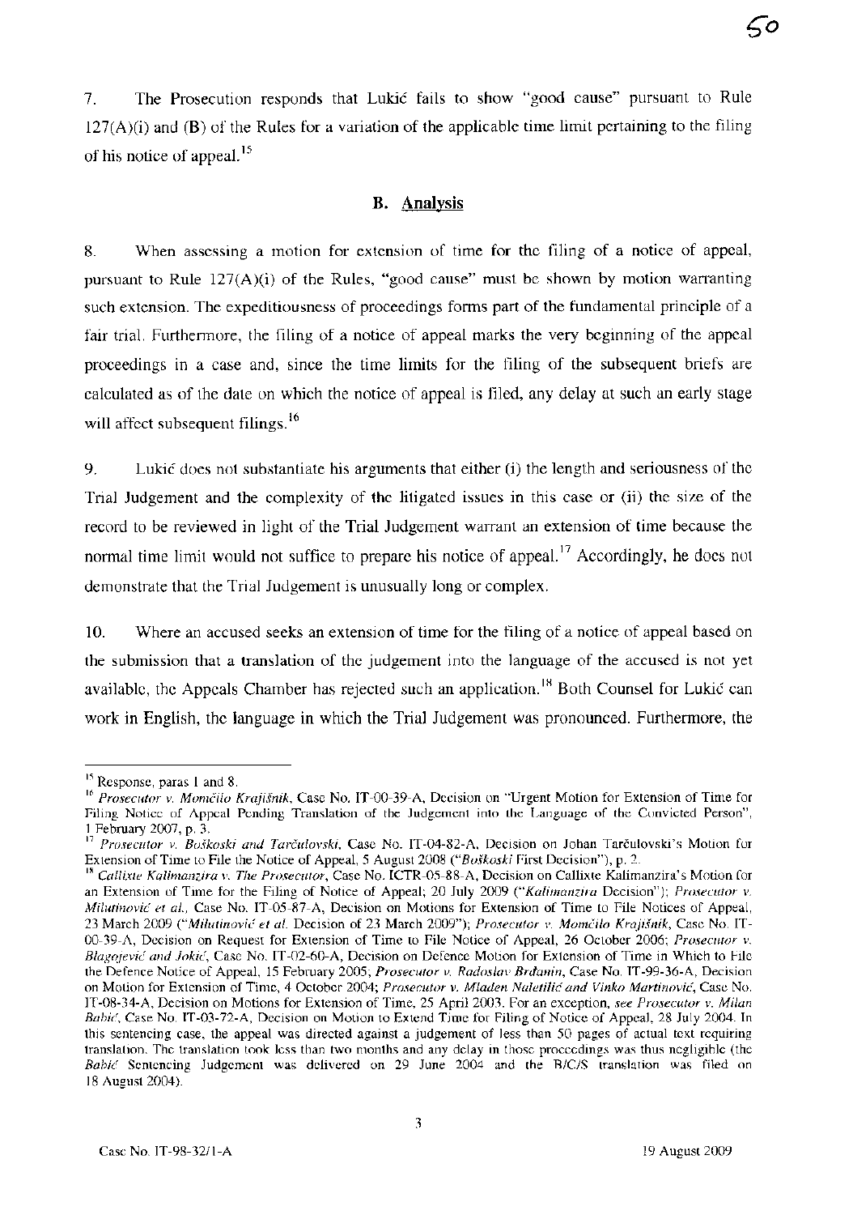7. The Prosecution responds that Lukić fails to show "good cause" pursuant to Rule 127(A)(i) and (B) of the Rules for a variation of the applicable time limit pertaining to the filing of his notice of appeal.[15]

## B. Analysis

8. When assessing a motion for extension of time for the filing of a notice of appeal, pursuant to Rule 127(A)(i) of the Rules, "good cause" must be shown by motion warranting such extension. The expeditiousness of proceedings forms part of the fundamental principle of a fair trial. Furthermore, the filing of a notice of appeal marks the very beginning of the appeal proceedings in a case and, since the time limits for the filing of the subsequent briefs are calculated as of the date on which the notice of appeal is filed, any delay at such an early stage will affect subsequent filings.[16]

9. Lukić does not substantiate his arguments that either (i) the length and seriousness of the Trial Judgement and the complexity of the litigated issues in this case or (ii) the size of the record to be reviewed in light of the Trial Judgement warrant an extension of time because the normal time limit would not suffice to prepare his notice of appeal.[17] Accordingly, he does not demonstrate that the Trial Judgement is unusually long or complex.

10. Where an accused seeks an extension of time for the filing of a notice of appeal based on the submission that a translation of the judgement into the language of the accused is not yet available, the Appeals Chamber has rejected such an application.[18] Both Counsel for Lukić can work in English, the language in which the Trial Judgement was pronounced. Furthermore, the

---

[15] Response, paras 1 and 8.

[16] *Prosecutor v. Momčilo Krajišnik*, Case No. IT-00-39-A, Decision on "Urgent Motion for Extension of Time for Filing Notice of Appeal Pending Translation of the Judgement into the Language of the Convicted Person", 1 February 2007, p. 3.

[17] *Prosecutor v. Boškoski and Tarčulovski*, Case No. IT-04-82-A, Decision on Johan Tarčulovski's Motion for Extension of Time to File the Notice of Appeal, 5 August 2008 ("*Boškoski* First Decision"), p. 2.

[18] *Callixte Kalimanzira v. The Prosecutor*, Case No. ICTR-05-88-A, Decision on Callixte Kalimanzira's Motion for an Extension of Time for the Filing of Notice of Appeal; 20 July 2009 ("*Kalimanzira* Decision"); *Prosecutor v. Milutinović et al.*, Case No. IT-05-87-A, Decision on Motions for Extension of Time to File Notices of Appeal, 23 March 2009 ("*Milutinović et al.* Decision of 23 March 2009"); *Prosecutor v. Momčilo Krajišnik*, Case No. IT-00-39-A, Decision on Request for Extension of Time to File Notice of Appeal, 26 October 2006; *Prosecutor v. Blagojević and Jokić*, Case No. IT-02-60-A, Decision on Defence Motion for Extension of Time in Which to File the Defence Notice of Appeal, 15 February 2005; *Prosecutor v. Radoslav Brđanin*, Case No. IT-99-36-A, Decision on Motion for Extension of Time, 4 October 2004; *Prosecutor v. Mladen Naletilić and Vinko Martinović*, Case No. IT-98-34-A, Decision on Motions for Extension of Time, 25 April 2003. For an exception, *see Prosecutor v. Milan Babić*, Case No. IT-03-72-A, Decision on Motion to Extend Time for Filing of Notice of Appeal, 28 July 2004. In this sentencing case, the appeal was directed against a judgement of less than 50 pages of actual text requiring translation. The translation took less than two months and any delay in those proceedings was thus negligible (the *Babić* Sentencing Judgement was delivered on 29 June 2004 and the B/C/S translation was filed on 18 August 2004).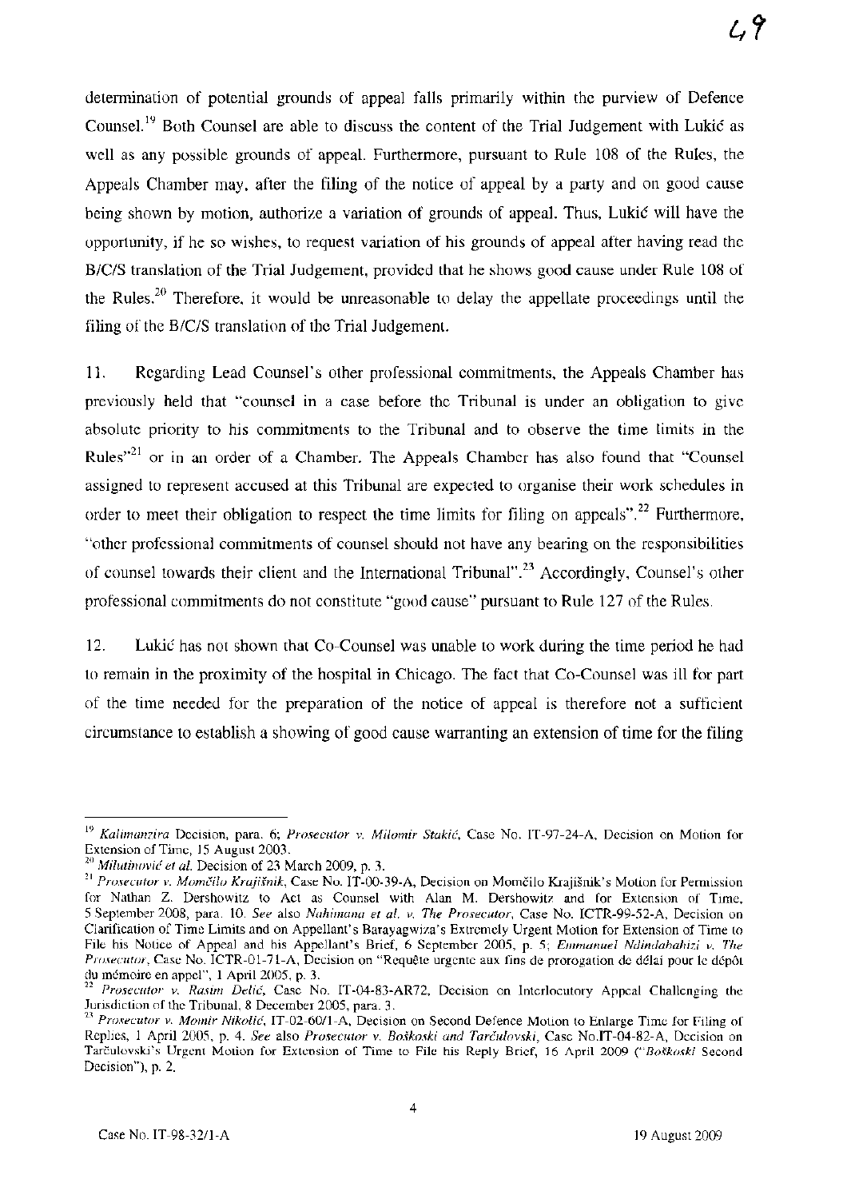determination of potential grounds of appeal falls primarily within the purview of Defence Counsel.[19] Both Counsel are able to discuss the content of the Trial Judgement with Lukić as well as any possible grounds of appeal. Furthermore, pursuant to Rule 108 of the Rules, the Appeals Chamber may, after the filing of the notice of appeal by a party and on good cause being shown by motion, authorize a variation of grounds of appeal. Thus, Lukić will have the opportunity, if he so wishes, to request variation of his grounds of appeal after having read the B/C/S translation of the Trial Judgement, provided that he shows good cause under Rule 108 of the Rules.[20] Therefore, it would be unreasonable to delay the appellate proceedings until the filing of the B/C/S translation of the Trial Judgement.

11. Regarding Lead Counsel's other professional commitments, the Appeals Chamber has previously held that "counsel in a case before the Tribunal is under an obligation to give absolute priority to his commitments to the Tribunal and to observe the time limits in the Rules"[21] or in an order of a Chamber. The Appeals Chamber has also found that "Counsel assigned to represent accused at this Tribunal are expected to organise their work schedules in order to meet their obligation to respect the time limits for filing on appeals".[22] Furthermore, "other professional commitments of counsel should not have any bearing on the responsibilities of counsel towards their client and the International Tribunal".[23] Accordingly, Counsel's other professional commitments do not constitute "good cause" pursuant to Rule 127 of the Rules.

12. Lukić has not shown that Co-Counsel was unable to work during the time period he had to remain in the proximity of the hospital in Chicago. The fact that Co-Counsel was ill for part of the time needed for the preparation of the notice of appeal is therefore not a sufficient circumstance to establish a showing of good cause warranting an extension of time for the filing

---

[19] *Kalimanzira* Decision, para. 6; *Prosecutor v. Milomir Stakić*, Case No. IT-97-24-A, Decision on Motion for Extension of Time, 15 August 2003.

[20] *Milutinović et al.* Decision of 23 March 2009, p. 3.

[21] *Prosecutor v. Momčilo Krajišnik*, Case No. IT-00-39-A, Decision on Momčilo Krajišnik's Motion for Permission for Nathan Z. Dershowitz to Act as Counsel with Alan M. Dershowitz and for Extension of Time, 5 September 2008, para. 10. *See* also *Nahimana et al. v. The Prosecutor*, Case No. ICTR-99-52-A, Decision on Clarification of Time Limits and on Appellant's Barayagwiza's Extremely Urgent Motion for Extension of Time to File his Notice of Appeal and his Appellant's Brief, 6 September 2005, p. 5; *Emmanuel Ndindabahizi v. The Prosecutor*, Case No. ICTR-01-71-A, Decision on "Requête urgente aux fins de prorogation de délai pour le dépôt du mémoire en appel", 1 April 2005, p. 3.

[22] *Prosecutor v. Rasim Delić*, Case No. IT-04-83-AR72, Decision on Interlocutory Appeal Challenging the Jurisdiction of the Tribunal, 8 December 2005, para. 3.

[23] *Prosecutor v. Momir Nikolić*, IT-02-60/1-A, Decision on Second Defence Motion to Enlarge Time for Filing of Replies, 1 April 2005, p. 4. *See* also *Prosecutor v. Boškoski and Tarčulovski*, Case No.IT-04-82-A, Decision on Tarčulovski's Urgent Motion for Extension of Time to File his Reply Brief, 16 April 2009 ("*Boškoski* Second Decision"), p. 2.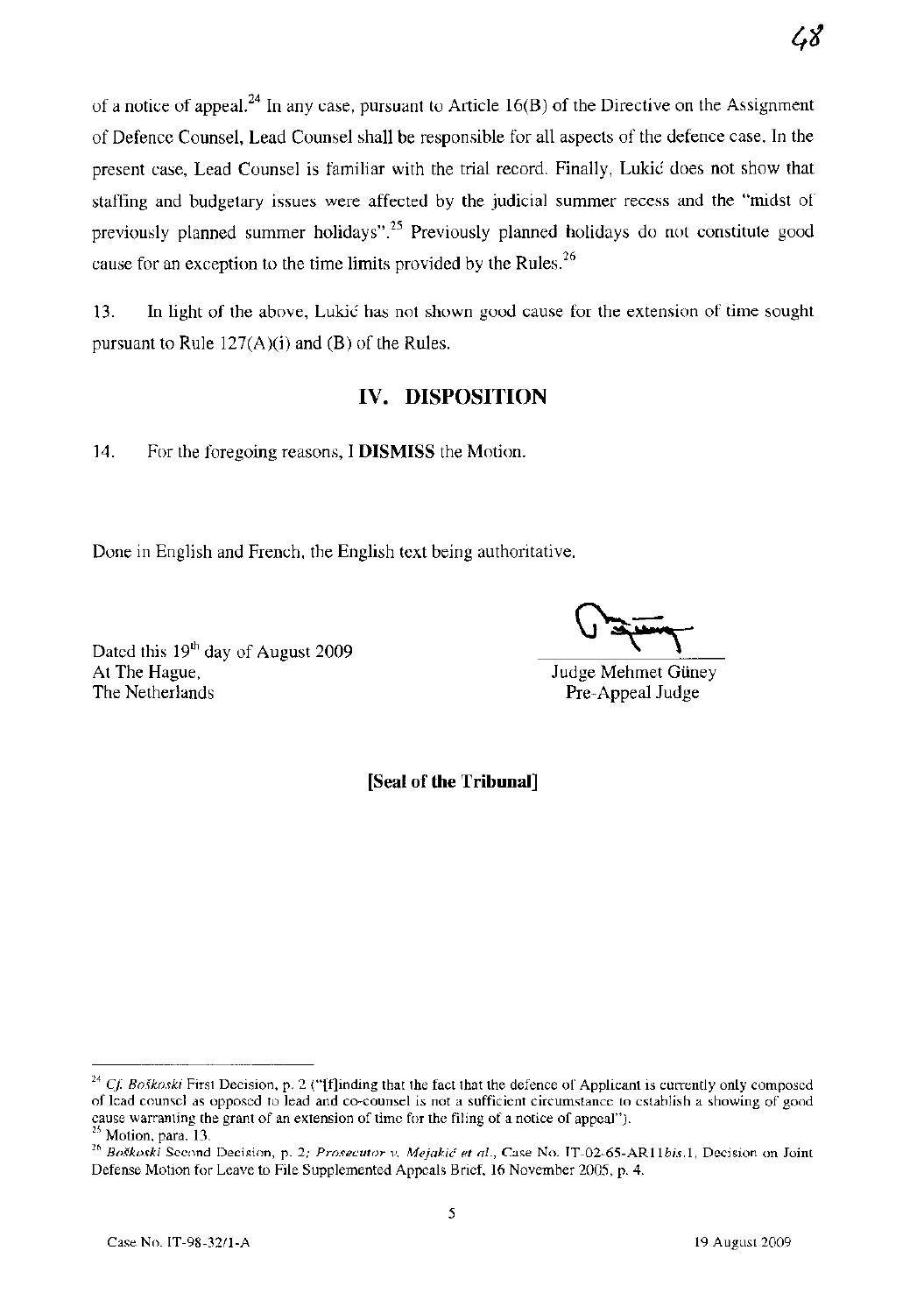of a notice of appeal.[24] In any case, pursuant to Article 16(B) of the Directive on the Assignment of Defence Counsel, Lead Counsel shall be responsible for all aspects of the defence case. In the present case, Lead Counsel is familiar with the trial record. Finally, Lukić does not show that staffing and budgetary issues were affected by the judicial summer recess and the "midst of previously planned summer holidays".[25] Previously planned holidays do not constitute good cause for an exception to the time limits provided by the Rules.[26]

13. In light of the above, Lukić has not shown good cause for the extension of time sought pursuant to Rule 127(A)(i) and (B) of the Rules.

## IV. DISPOSITION

14. For the foregoing reasons, I **DISMISS** the Motion.

Done in English and French, the English text being authoritative.

Dated this 19th day of August 2009
At The Hague,
The Netherlands

Judge Mehmet Güney
Pre-Appeal Judge

**[Seal of the Tribunal]**

---

[24] *Cf. Boškoski* First Decision, p. 2 ("[f]inding that the fact that the defence of Applicant is currently only composed of lead counsel as opposed to lead and co-counsel is not a sufficient circumstance to establish a showing of good cause warranting the grant of an extension of time for the filing of a notice of appeal").

[25] Motion, para. 13.

[26] *Boškoski* Second Decision, p. 2; *Prosecutor v. Mejakić et al.*, Case No. IT-02-65-AR11*bis*.1, Decision on Joint Defense Motion for Leave to File Supplemented Appeals Brief, 16 November 2005, p. 4.